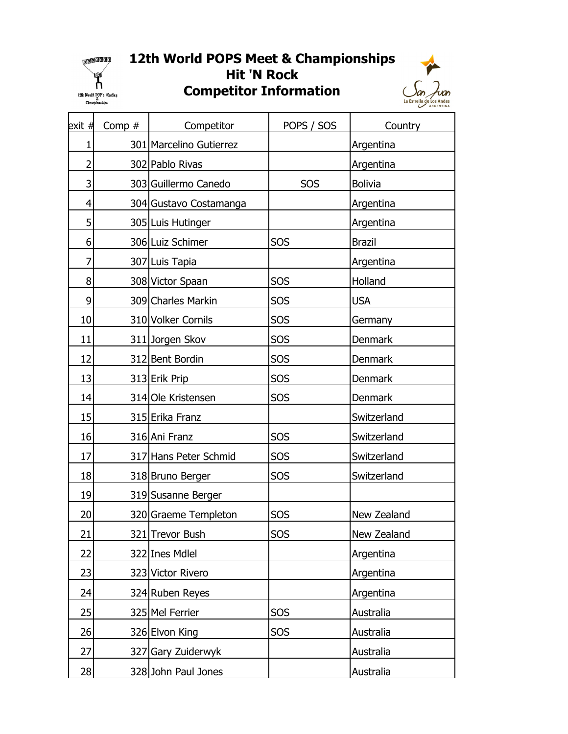# 12th World POPS Meet & Championships
## Hit 'N Rock
## Competitor Information

| exit # | Comp # | Competitor | POPS / SOS | Country |
|---|---|---|---|---|
| 1 | 301 | Marcelino Gutierrez | | Argentina |
| 2 | 302 | Pablo Rivas | | Argentina |
| 3 | 303 | Guillermo Canedo | SOS | Bolivia |
| 4 | 304 | Gustavo Costamanga | | Argentina |
| 5 | 305 | Luis Hutinger | | Argentina |
| 6 | 306 | Luiz Schimer | SOS | Brazil |
| 7 | 307 | Luis Tapia | | Argentina |
| 8 | 308 | Victor Spaan | SOS | Holland |
| 9 | 309 | Charles Markin | SOS | USA |
| 10 | 310 | Volker Cornils | SOS | Germany |
| 11 | 311 | Jorgen Skov | SOS | Denmark |
| 12 | 312 | Bent Bordin | SOS | Denmark |
| 13 | 313 | Erik Prip | SOS | Denmark |
| 14 | 314 | Ole Kristensen | SOS | Denmark |
| 15 | 315 | Erika Franz | | Switzerland |
| 16 | 316 | Ani Franz | SOS | Switzerland |
| 17 | 317 | Hans Peter Schmid | SOS | Switzerland |
| 18 | 318 | Bruno Berger | SOS | Switzerland |
| 19 | 319 | Susanne Berger | | |
| 20 | 320 | Graeme Templeton | SOS | New Zealand |
| 21 | 321 | Trevor Bush | SOS | New Zealand |
| 22 | 322 | Ines Mdlel | | Argentina |
| 23 | 323 | Victor Rivero | | Argentina |
| 24 | 324 | Ruben Reyes | | Argentina |
| 25 | 325 | Mel Ferrier | SOS | Australia |
| 26 | 326 | Elvon King | SOS | Australia |
| 27 | 327 | Gary Zuiderwyk | | Australia |
| 28 | 328 | John Paul Jones | | Australia |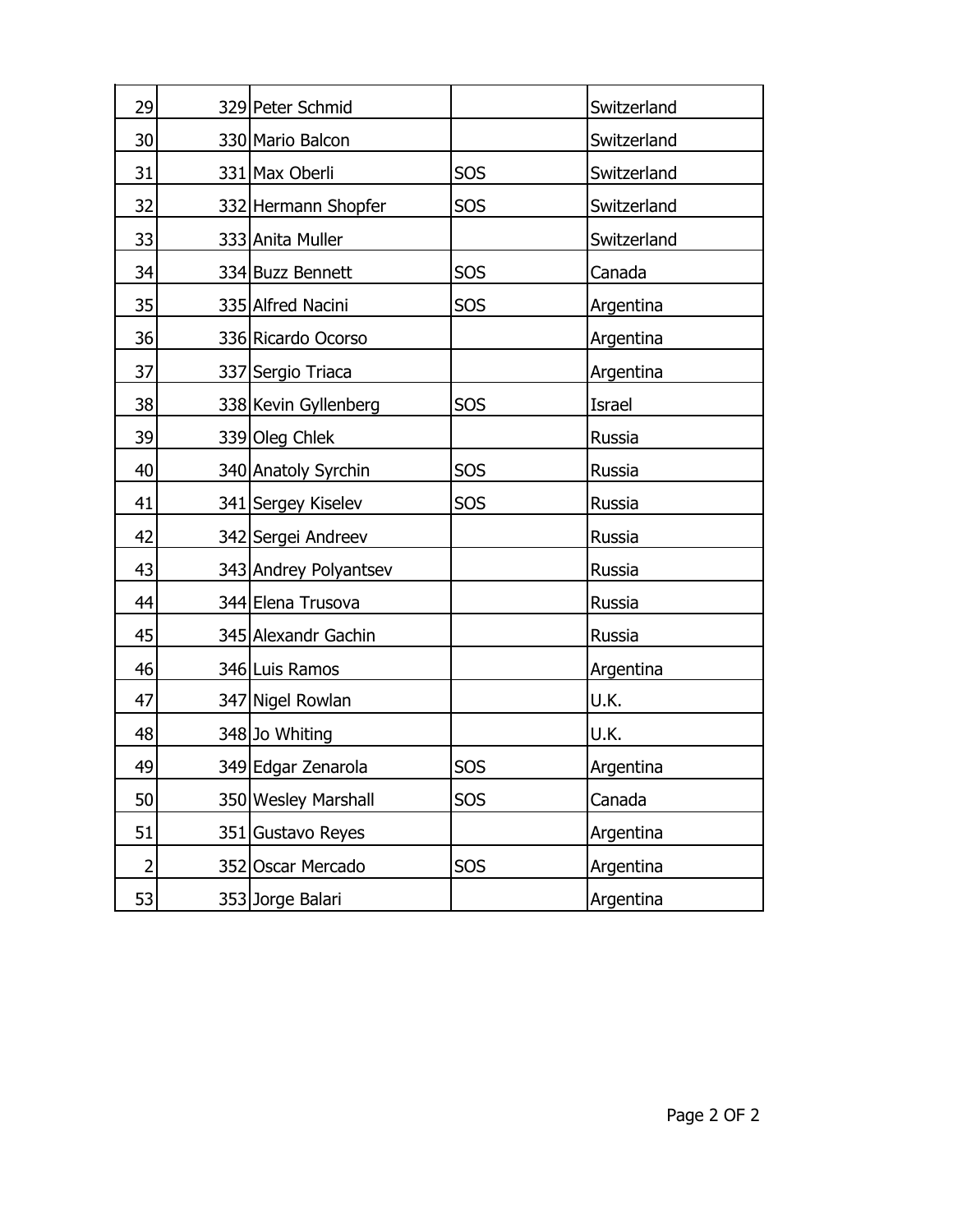| | | | | |
|---|---|---|---|---|
| 29 | 329 | Peter Schmid | | Switzerland |
| 30 | 330 | Mario Balcon | | Switzerland |
| 31 | 331 | Max Oberli | SOS | Switzerland |
| 32 | 332 | Hermann Shopfer | SOS | Switzerland |
| 33 | 333 | Anita Muller | | Switzerland |
| 34 | 334 | Buzz Bennett | SOS | Canada |
| 35 | 335 | Alfred Nacini | SOS | Argentina |
| 36 | 336 | Ricardo Ocorso | | Argentina |
| 37 | 337 | Sergio Triaca | | Argentina |
| 38 | 338 | Kevin Gyllenberg | SOS | Israel |
| 39 | 339 | Oleg Chlek | | Russia |
| 40 | 340 | Anatoly Syrchin | SOS | Russia |
| 41 | 341 | Sergey Kiselev | SOS | Russia |
| 42 | 342 | Sergei Andreev | | Russia |
| 43 | 343 | Andrey Polyantsev | | Russia |
| 44 | 344 | Elena Trusova | | Russia |
| 45 | 345 | Alexandr Gachin | | Russia |
| 46 | 346 | Luis Ramos | | Argentina |
| 47 | 347 | Nigel Rowlan | | U.K. |
| 48 | 348 | Jo Whiting | | U.K. |
| 49 | 349 | Edgar Zenarola | SOS | Argentina |
| 50 | 350 | Wesley Marshall | SOS | Canada |
| 51 | 351 | Gustavo Reyes | | Argentina |
| 2 | 352 | Oscar Mercado | SOS | Argentina |
| 53 | 353 | Jorge Balari | | Argentina |